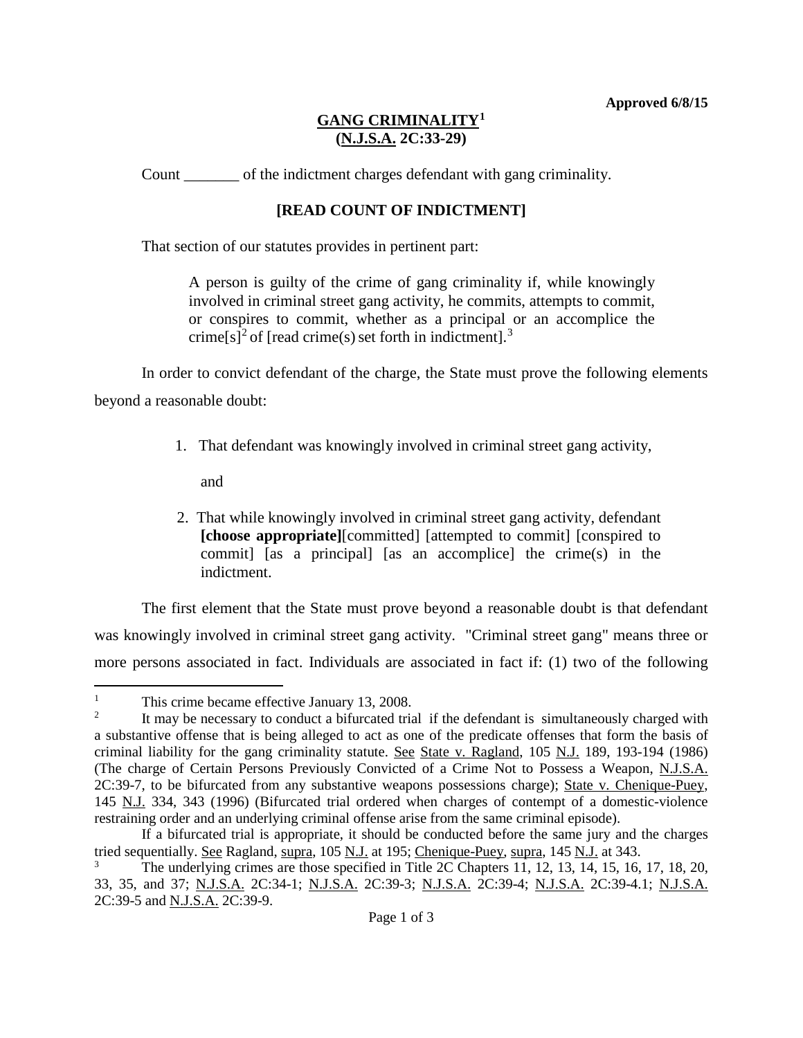**Approved 6/8/15**

# GANG CRIMINALITY[1]
## (N.J.S.A. 2C:33-29)

Count _______ of the indictment charges defendant with gang criminality.

**[READ COUNT OF INDICTMENT]**

That section of our statutes provides in pertinent part:

> A person is guilty of the crime of gang criminality if, while knowingly involved in criminal street gang activity, he commits, attempts to commit, or conspires to commit, whether as a principal or an accomplice the crime[s][2] of [read crime(s) set forth in indictment].[3]

In order to convict defendant of the charge, the State must prove the following elements beyond a reasonable doubt:

1. That defendant was knowingly involved in criminal street gang activity,

   and

2. That while knowingly involved in criminal street gang activity, defendant **[choose appropriate]**[committed] [attempted to commit] [conspired to commit] [as a principal] [as an accomplice] the crime(s) in the indictment.

The first element that the State must prove beyond a reasonable doubt is that defendant was knowingly involved in criminal street gang activity. "Criminal street gang" means three or more persons associated in fact. Individuals are associated in fact if: (1) two of the following

---

[1] This crime became effective January 13, 2008.

[2] It may be necessary to conduct a bifurcated trial if the defendant is simultaneously charged with a substantive offense that is being alleged to act as one of the predicate offenses that form the basis of criminal liability for the gang criminality statute. See State v. Ragland, 105 N.J. 189, 193-194 (1986) (The charge of Certain Persons Previously Convicted of a Crime Not to Possess a Weapon, N.J.S.A. 2C:39-7, to be bifurcated from any substantive weapons possessions charge); State v. Chenique-Puey, 145 N.J. 334, 343 (1996) (Bifurcated trial ordered when charges of contempt of a domestic-violence restraining order and an underlying criminal offense arise from the same criminal episode).

If a bifurcated trial is appropriate, it should be conducted before the same jury and the charges tried sequentially. See Ragland, supra, 105 N.J. at 195; Chenique-Puey, supra, 145 N.J. at 343.

[3] The underlying crimes are those specified in Title 2C Chapters 11, 12, 13, 14, 15, 16, 17, 18, 20, 33, 35, and 37; N.J.S.A. 2C:34-1; N.J.S.A. 2C:39-3; N.J.S.A. 2C:39-4; N.J.S.A. 2C:39-4.1; N.J.S.A. 2C:39-5 and N.J.S.A. 2C:39-9.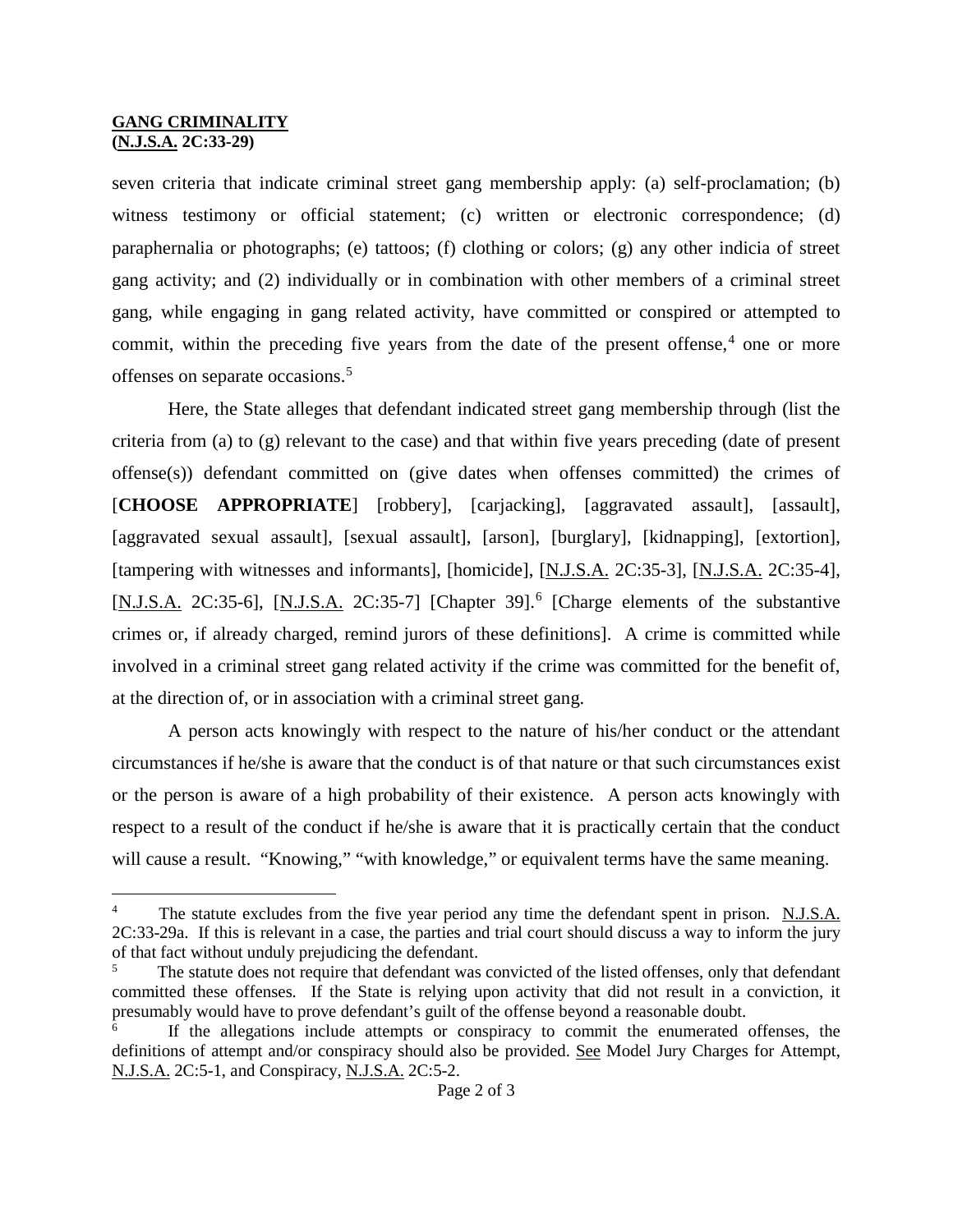seven criteria that indicate criminal street gang membership apply: (a) self-proclamation; (b) witness testimony or official statement; (c) written or electronic correspondence; (d) paraphernalia or photographs; (e) tattoos; (f) clothing or colors; (g) any other indicia of street gang activity; and (2) individually or in combination with other members of a criminal street gang, while engaging in gang related activity, have committed or conspired or attempted to commit, within the preceding five years from the date of the present offense,[4] one or more offenses on separate occasions.[5]

Here, the State alleges that defendant indicated street gang membership through (list the criteria from (a) to (g) relevant to the case) and that within five years preceding (date of present offense(s)) defendant committed on (give dates when offenses committed) the crimes of [**CHOOSE APPROPRIATE**] [robbery], [carjacking], [aggravated assault], [assault], [aggravated sexual assault], [sexual assault], [arson], [burglary], [kidnapping], [extortion], [tampering with witnesses and informants], [homicide], [N.J.S.A. 2C:35-3], [N.J.S.A. 2C:35-4], [N.J.S.A. 2C:35-6], [N.J.S.A. 2C:35-7] [Chapter 39].[6] [Charge elements of the substantive crimes or, if already charged, remind jurors of these definitions]. A crime is committed while involved in a criminal street gang related activity if the crime was committed for the benefit of, at the direction of, or in association with a criminal street gang.

A person acts knowingly with respect to the nature of his/her conduct or the attendant circumstances if he/she is aware that the conduct is of that nature or that such circumstances exist or the person is aware of a high probability of their existence. A person acts knowingly with respect to a result of the conduct if he/she is aware that it is practically certain that the conduct will cause a result. "Knowing," "with knowledge," or equivalent terms have the same meaning.

---

[4] The statute excludes from the five year period any time the defendant spent in prison. N.J.S.A. 2C:33-29a. If this is relevant in a case, the parties and trial court should discuss a way to inform the jury of that fact without unduly prejudicing the defendant.

[5] The statute does not require that defendant was convicted of the listed offenses, only that defendant committed these offenses. If the State is relying upon activity that did not result in a conviction, it presumably would have to prove defendant's guilt of the offense beyond a reasonable doubt.

[6] If the allegations include attempts or conspiracy to commit the enumerated offenses, the definitions of attempt and/or conspiracy should also be provided. See Model Jury Charges for Attempt, N.J.S.A. 2C:5-1, and Conspiracy, N.J.S.A. 2C:5-2.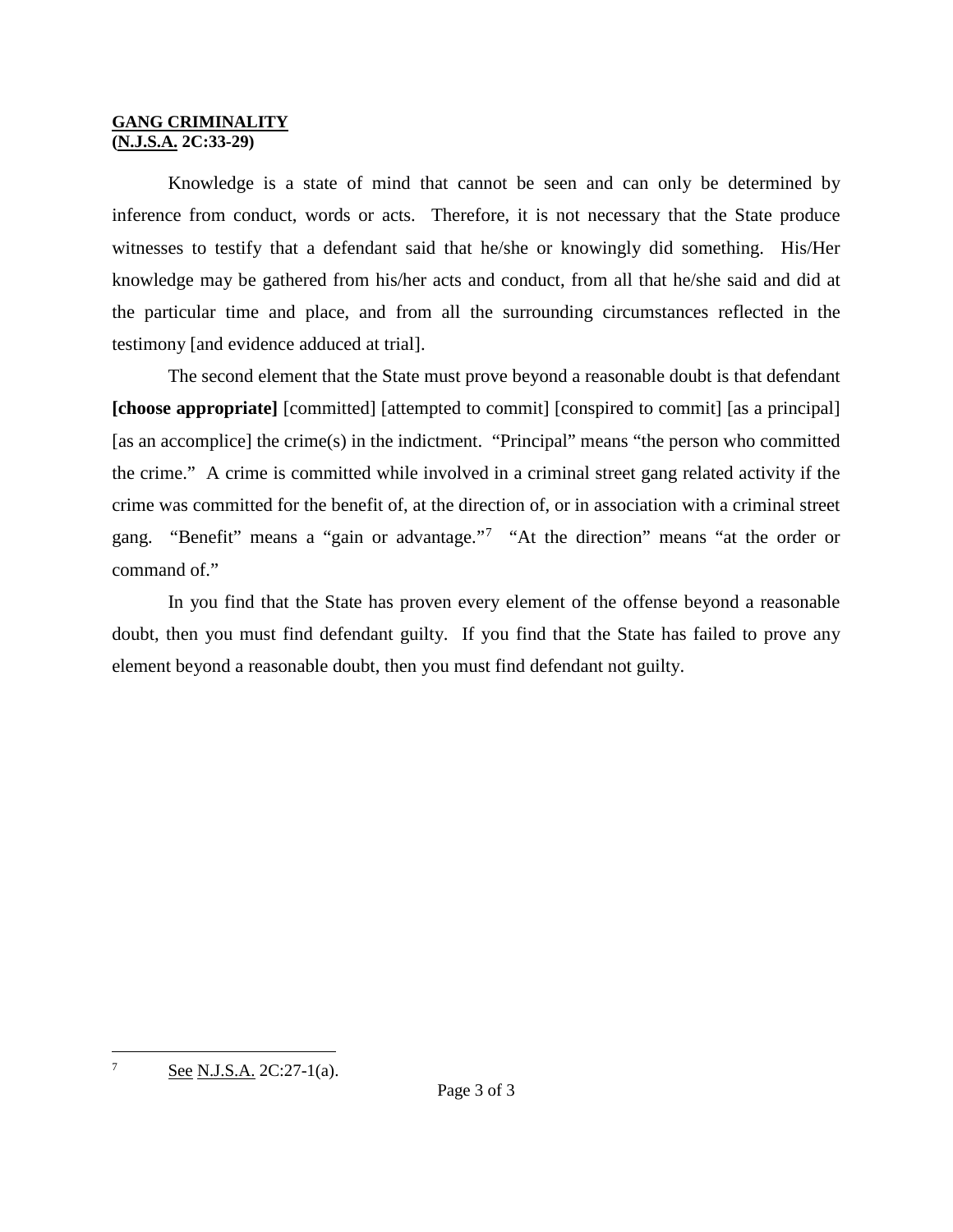**GANG CRIMINALITY**
**(N.J.S.A. 2C:33-29)**

Knowledge is a state of mind that cannot be seen and can only be determined by inference from conduct, words or acts. Therefore, it is not necessary that the State produce witnesses to testify that a defendant said that he/she or knowingly did something. His/Her knowledge may be gathered from his/her acts and conduct, from all that he/she said and did at the particular time and place, and from all the surrounding circumstances reflected in the testimony [and evidence adduced at trial].

The second element that the State must prove beyond a reasonable doubt is that defendant **[choose appropriate]** [committed] [attempted to commit] [conspired to commit] [as a principal] [as an accomplice] the crime(s) in the indictment. "Principal" means "the person who committed the crime." A crime is committed while involved in a criminal street gang related activity if the crime was committed for the benefit of, at the direction of, or in association with a criminal street gang. "Benefit" means a "gain or advantage."[7] "At the direction" means "at the order or command of."

In you find that the State has proven every element of the offense beyond a reasonable doubt, then you must find defendant guilty. If you find that the State has failed to prove any element beyond a reasonable doubt, then you must find defendant not guilty.

---

[7] See N.J.S.A. 2C:27-1(a).